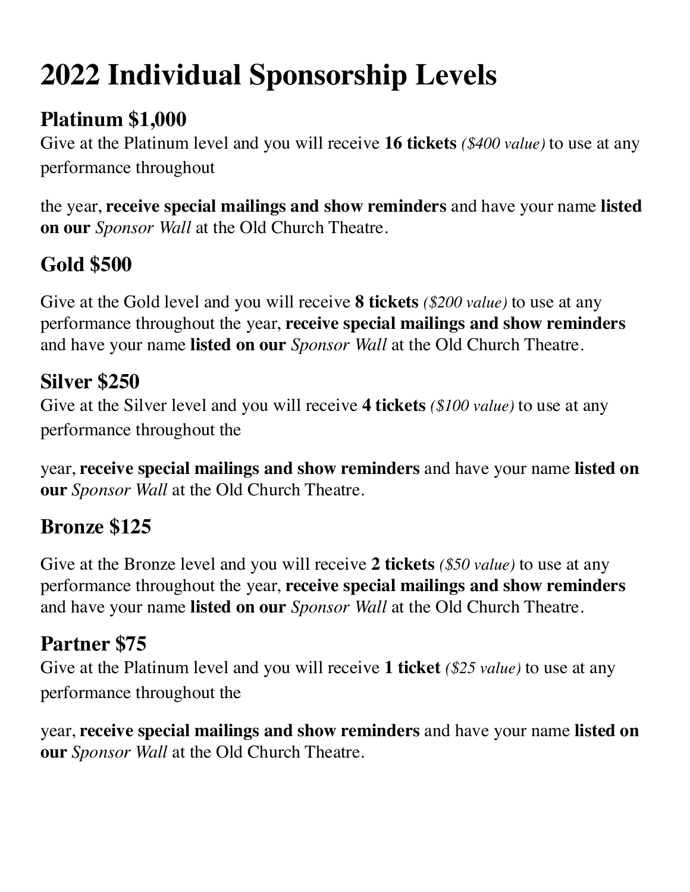# 2022 Individual Sponsorship Levels

## Platinum $1,000

Give at the Platinum level and you will receive **16 tickets** *($400 value)* to use at any performance throughout the year, **receive special mailings and show reminders** and have your name **listed on our** *Sponsor Wall* at the Old Church Theatre.

## Gold $500

Give at the Gold level and you will receive **8 tickets** *($200 value)* to use at any performance throughout the year, **receive special mailings and show reminders** and have your name **listed on our** *Sponsor Wall* at the Old Church Theatre.

## Silver $250

Give at the Silver level and you will receive **4 tickets** *($100 value)* to use at any performance throughout the year, **receive special mailings and show reminders** and have your name **listed on our** *Sponsor Wall* at the Old Church Theatre.

## Bronze $125

Give at the Bronze level and you will receive **2 tickets** *($50 value)* to use at any performance throughout the year, **receive special mailings and show reminders** and have your name **listed on our** *Sponsor Wall* at the Old Church Theatre.

## Partner $75

Give at the Platinum level and you will receive **1 ticket** *($25 value)* to use at any performance throughout the year, **receive special mailings and show reminders** and have your name **listed on our** *Sponsor Wall* at the Old Church Theatre.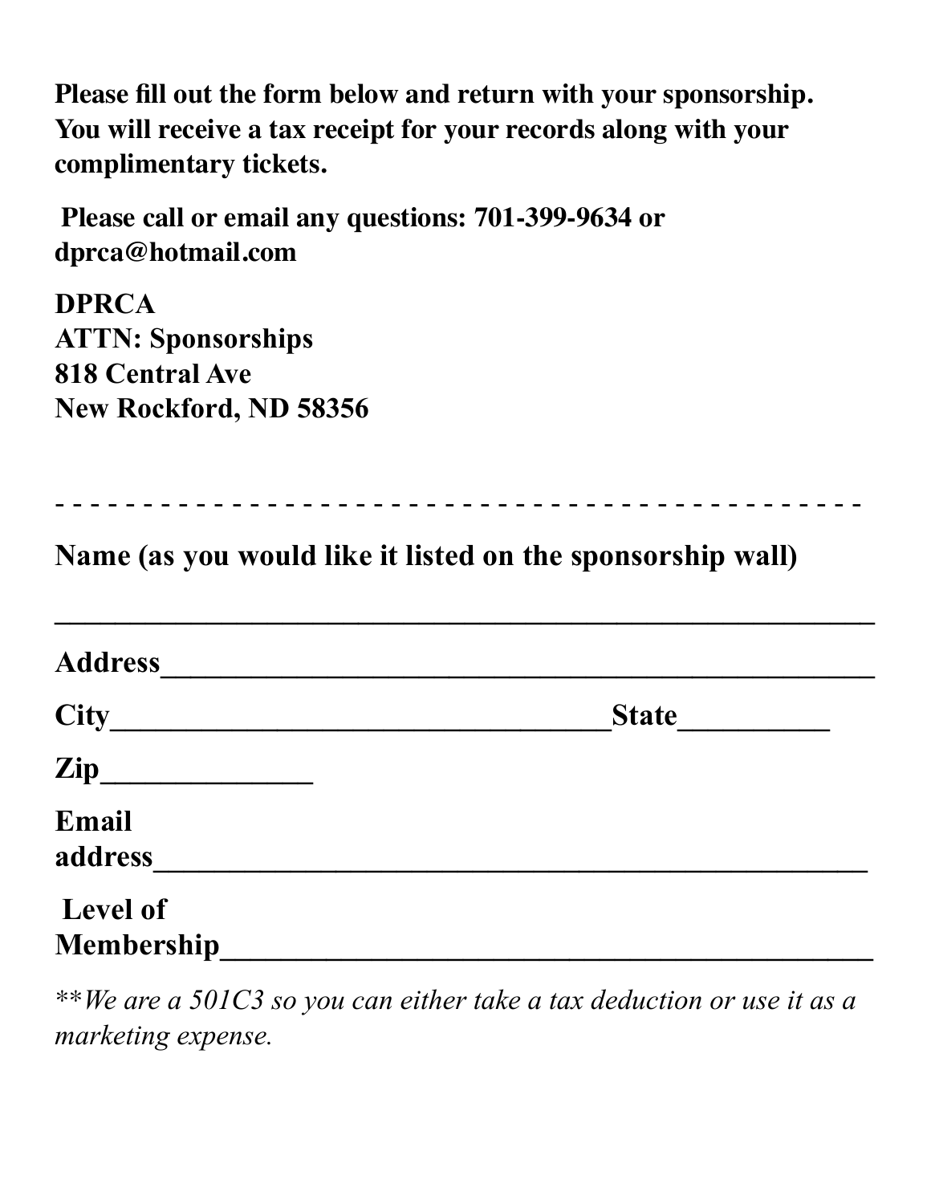**Please fill out the form below and return with your sponsorship. You will receive a tax receipt for your records along with your complimentary tickets.**

**Please call or email any questions: 701-399-9634 or dprca@hotmail.com**

**DPRCA**
**ATTN: Sponsorships**
**818 Central Ave**
**New Rockford, ND 58356**

\- - - - - - - - - - - - - - - - - - - - - - - - - - - - - - - - - - - - - - - - - - - - - -

**Name (as you would like it listed on the sponsorship wall)**

**______________________________________________________**

**Address______________________________________________**

**City_________________________________State__________**

**Zip______________**

**Email address_________________________________________**

**Level of Membership___________________________________**

*\*\*We are a 501C3 so you can either take a tax deduction or use it as a marketing expense.*